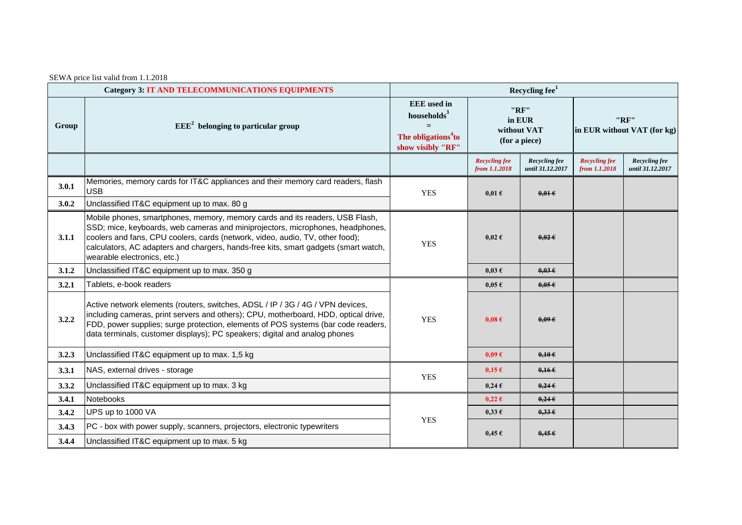SEWA price list valid from 1.1.2018

| Category 3: IT AND TELECOMMUNICATIONS EQUIPMENTS | | Recycling fee[1] | | | | |
|---|---|---|---|---|---|---|
| Group | EEE[2] belonging to particular group | EEE used in households[3] = The obligations[4] to show visibly "RF" | "RF" in EUR without VAT (for a piece) | | "RF" in EUR without VAT (for kg) | |
| | | | *Recycling fee from 1.1.2018* | *Recycling fee until 31.12.2017* | *Recycling fee from 1.1.2018* | *Recycling fee until 31.12.2017* |
| **3.0.1** | Memories, memory cards for IT&C appliances and their memory card readers, flash USB | YES | 0,01 € | ~~0,01 €~~ | | |
| **3.0.2** | Unclassified IT&C equipment up to max. 80 g | | | | | |
| **3.1.1** | Mobile phones, smartphones, memory, memory cards and its readers, USB Flash, SSD; mice, keyboards, web cameras and miniprojectors, microphones, headphones, coolers and fans, CPU coolers, cards (network, video, audio, TV, other food); calculators, AC adapters and chargers, hands-free kits, smart gadgets (smart watch, wearable electronics, etc.) | YES | 0,02 € | ~~0,02 €~~ | | |
| **3.1.2** | Unclassified IT&C equipment up to max. 350 g | | 0,03 € | ~~0,03 €~~ | | |
| **3.2.1** | Tablets, e-book readers | YES | 0,05 € | ~~0,05 €~~ | | |
| **3.2.2** | Active network elements (routers, switches, ADSL / IP / 3G / 4G / VPN devices, including cameras, print servers and others); CPU, motherboard, HDD, optical drive, FDD, power supplies; surge protection, elements of POS systems (bar code readers, data terminals, customer displays); PC speakers; digital and analog phones | | 0,08 € | ~~0,09 €~~ | | |
| **3.2.3** | Unclassified IT&C equipment up to max. 1,5 kg | | 0,09 € | ~~0,10 €~~ | | |
| **3.3.1** | NAS, external drives - storage | YES | 0,15 € | ~~0,16 €~~ | | |
| **3.3.2** | Unclassified IT&C equipment up to max. 3 kg | | 0,24 € | ~~0,24 €~~ | | |
| **3.4.1** | Notebooks | YES | 0,22 € | ~~0,24 €~~ | | |
| **3.4.2** | UPS up to 1000 VA | | 0,33 € | ~~0,33 €~~ | | |
| **3.4.3** | PC - box with power supply, scanners, projectors, electronic typewriters | | 0,45 € | ~~0,45 €~~ | | |
| **3.4.4** | Unclassified IT&C equipment up to max. 5 kg | | | | | |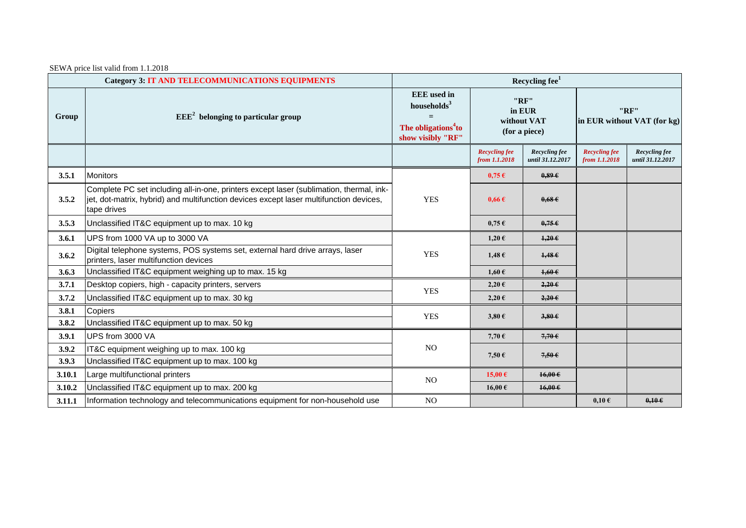SEWA price list valid from 1.1.2018

| Category 3: IT AND TELECOMMUNICATIONS EQUIPMENTS | | Recycling fee[1] | | | | |
|---|---|---|---|---|---|---|
| Group | EEE[2] belonging to particular group | EEE used in households[3] = The obligations[4] to show visibly "RF" | "RF" in EUR without VAT (for a piece) | | "RF" in EUR without VAT (for kg) | |
| | | | *Recycling fee from 1.1.2018* | *Recycling fee until 31.12.2017* | *Recycling fee from 1.1.2018* | *Recycling fee until 31.12.2017* |
| **3.5.1** | Monitors | YES | 0,75 € | ~~0,89 €~~ | | |
| **3.5.2** | Complete PC set including all-in-one, printers except laser (sublimation, thermal, ink-jet, dot-matrix, hybrid) and multifunction devices except laser multifunction devices, tape drives | | 0,66 € | ~~0,68 €~~ | | |
| **3.5.3** | Unclassified IT&C equipment up to max. 10 kg | | 0,75 € | ~~0,75 €~~ | | |
| **3.6.1** | UPS from 1000 VA up to 3000 VA | YES | 1,20 € | ~~1,20 €~~ | | |
| **3.6.2** | Digital telephone systems, POS systems set, external hard drive arrays, laser printers, laser multifunction devices | | 1,48 € | ~~1,48 €~~ | | |
| **3.6.3** | Unclassified IT&C equipment weighing up to max. 15 kg | | 1,60 € | ~~1,60 €~~ | | |
| **3.7.1** | Desktop copiers, high - capacity printers, servers | YES | 2,20 € | ~~2,20 €~~ | | |
| **3.7.2** | Unclassified IT&C equipment up to max. 30 kg | | 2,20 € | ~~2,20 €~~ | | |
| **3.8.1** | Copiers | YES | 3,80 € | ~~3,80 €~~ | | |
| **3.8.2** | Unclassified IT&C equipment up to max. 50 kg | | | | | |
| **3.9.1** | UPS from 3000 VA | NO | 7,70 € | ~~7,70 €~~ | | |
| **3.9.2** | IT&C equipment weighing up to max. 100 kg | | 7,50 € | ~~7,50 €~~ | | |
| **3.9.3** | Unclassified IT&C equipment up to max. 100 kg | | | | | |
| **3.10.1** | Large multifunctional printers | NO | 15,00 € | ~~16,00 €~~ | | |
| **3.10.2** | Unclassified IT&C equipment up to max. 200 kg | | 16,00 € | ~~16,00 €~~ | | |
| **3.11.1** | Information technology and telecommunications equipment for non-household use | NO | | | 0,10 € | ~~0,10 €~~ |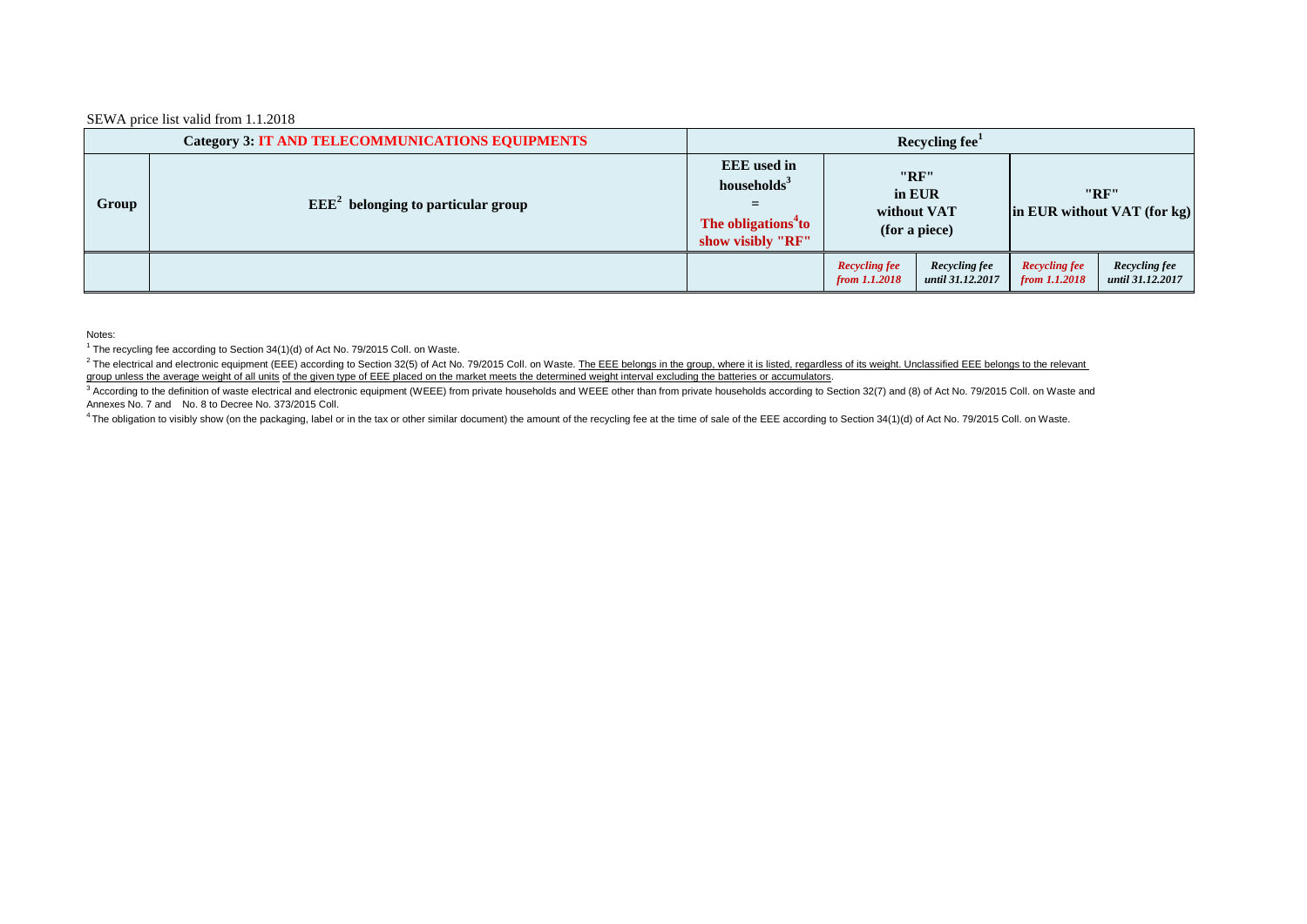SEWA price list valid from 1.1.2018

| Category 3: IT AND TELECOMMUNICATIONS EQUIPMENTS | | Recycling fee[1] | | | | |
|---|---|---|---|---|---|---|
| Group | EEE[2] belonging to particular group | EEE used in households[3] = The obligations[4] to show visibly "RF" | "RF" in EUR without VAT (for a piece) | | "RF" in EUR without VAT (for kg) | |
| | | | *Recycling fee from 1.1.2018* | *Recycling fee until 31.12.2017* | *Recycling fee from 1.1.2018* | *Recycling fee until 31.12.2017* |

Notes:

[1] The recycling fee according to Section 34(1)(d) of Act No. 79/2015 Coll. on Waste.

[2] The electrical and electronic equipment (EEE) according to Section 32(5) of Act No. 79/2015 Coll. on Waste. The EEE belongs in the group, where it is listed, regardless of its weight. Unclassified EEE belongs to the relevant group unless the average weight of all units of the given type of EEE placed on the market meets the determined weight interval excluding the batteries or accumulators.

[3] According to the definition of waste electrical and electronic equipment (WEEE) from private households and WEEE other than from private households according to Section 32(7) and (8) of Act No. 79/2015 Coll. on Waste and Annexes No. 7 and No. 8 to Decree No. 373/2015 Coll.

[4] The obligation to visibly show (on the packaging, label or in the tax or other similar document) the amount of the recycling fee at the time of sale of the EEE according to Section 34(1)(d) of Act No. 79/2015 Coll. on Waste.